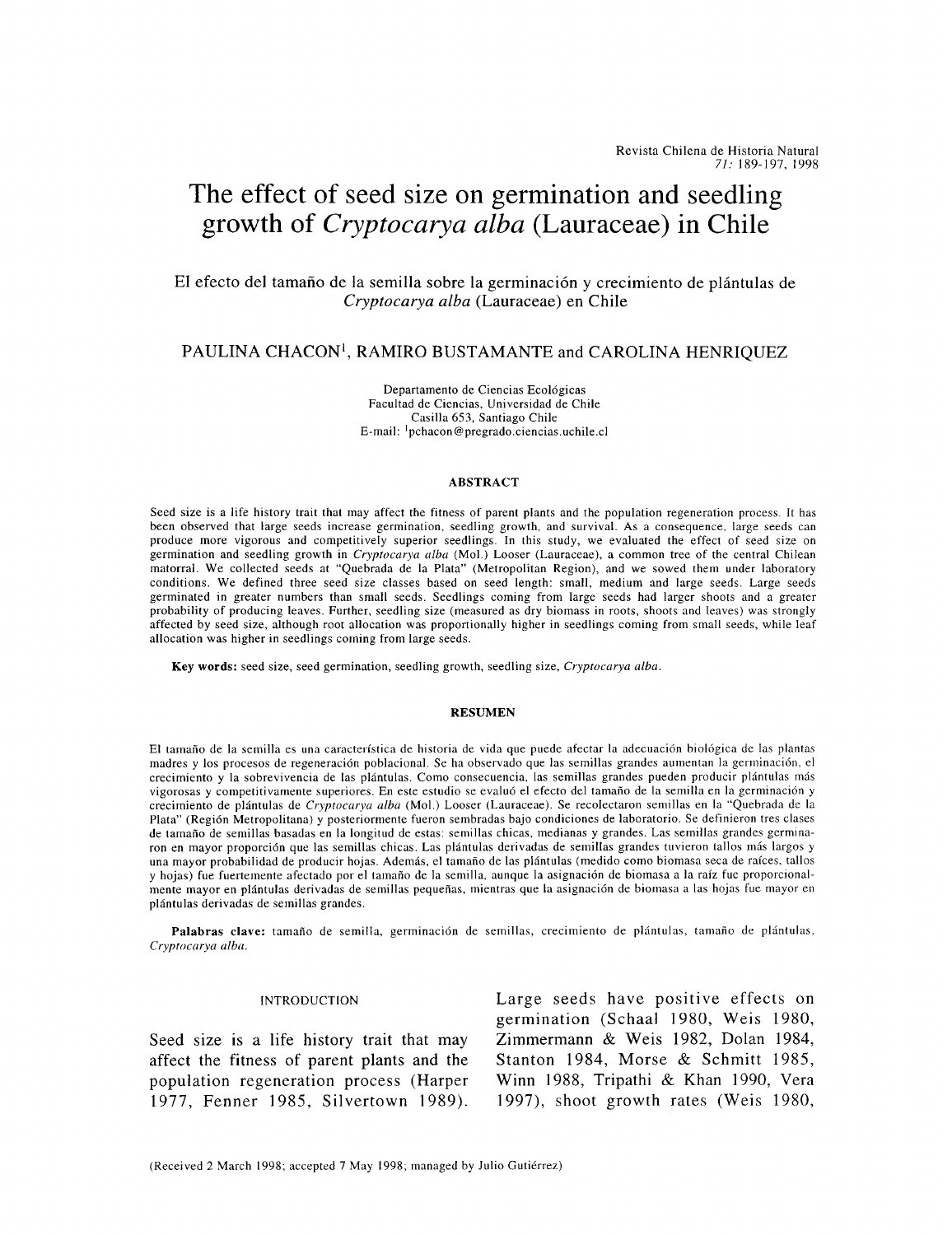# The effect of seed size on germination and seedling growth of *Cryptocarya alba* (Lauraceae) in Chile

## El efecto del tamaño de la semilla sobre la germinación y crecimiento de plántulas de *Cryptocarya alba* (Lauraceae) en Chile

PAULINA CHACON[1], RAMIRO BUSTAMANTE and CAROLINA HENRIQUEZ

Departamento de Ciencias Ecológicas
Facultad de Ciencias, Universidad de Chile
Casilla 653, Santiago Chile
E-mail: [1]pchacon@pregrado.ciencias.uchile.cl

### ABSTRACT

Seed size is a life history trait that may affect the fitness of parent plants and the population regeneration process. It has been observed that large seeds increase germination, seedling growth, and survival. As a consequence, large seeds can produce more vigorous and competitively superior seedlings. In this study, we evaluated the effect of seed size on germination and seedling growth in *Cryptocarya alba* (Mol.) Looser (Lauraceae), a common tree of the central Chilean matorral. We collected seeds at "Quebrada de la Plata" (Metropolitan Region), and we sowed them under laboratory conditions. We defined three seed size classes based on seed length: small, medium and large seeds. Large seeds germinated in greater numbers than small seeds. Seedlings coming from large seeds had larger shoots and a greater probability of producing leaves. Further, seedling size (measured as dry biomass in roots, shoots and leaves) was strongly affected by seed size, although root allocation was proportionally higher in seedlings coming from small seeds, while leaf allocation was higher in seedlings coming from large seeds.

**Key words:** seed size, seed germination, seedling growth, seedling size, *Cryptocarya alba*.

### RESUMEN

El tamaño de la semilla es una característica de historia de vida que puede afectar la adecuación biológica de las plantas madres y los procesos de regeneración poblacional. Se ha observado que las semillas grandes aumentan la germinación, el crecimiento y la sobrevivencia de las plántulas. Como consecuencia, las semillas grandes pueden producir plántulas más vigorosas y competitivamente superiores. En este estudio se evaluó el efecto del tamaño de la semilla en la germinación y crecimiento de plántulas de *Cryptocarya alba* (Mol.) Looser (Lauraceae). Se recolectaron semillas en la "Quebrada de la Plata" (Región Metropolitana) y posteriormente fueron sembradas bajo condiciones de laboratorio. Se definieron tres clases de tamaño de semillas basadas en la longitud de estas: semillas chicas, medianas y grandes. Las semillas grandes germinaron en mayor proporción que las semillas chicas. Las plántulas derivadas de semillas grandes tuvieron tallos más largos y una mayor probabilidad de producir hojas. Además, el tamaño de las plántulas (medido como biomasa seca de raíces, tallos y hojas) fue fuertemente afectado por el tamaño de la semilla, aunque la asignación de biomasa a la raíz fue proporcionalmente mayor en plántulas derivadas de semillas pequeñas, mientras que la asignación de biomasa a las hojas fue mayor en plántulas derivadas de semillas grandes.

**Palabras clave:** tamaño de semilla, germinación de semillas, crecimiento de plántulas, tamaño de plántulas, *Cryptocarya alba*.

### INTRODUCTION

Seed size is a life history trait that may affect the fitness of parent plants and the population regeneration process (Harper 1977, Fenner 1985, Silvertown 1989). Large seeds have positive effects on germination (Schaal 1980, Weis 1980, Zimmermann & Weis 1982, Dolan 1984, Stanton 1984, Morse & Schmitt 1985, Winn 1988, Tripathi & Khan 1990, Vera 1997), shoot growth rates (Weis 1980,

(Received 2 March 1998; accepted 7 May 1998; managed by Julio Gutiérrez)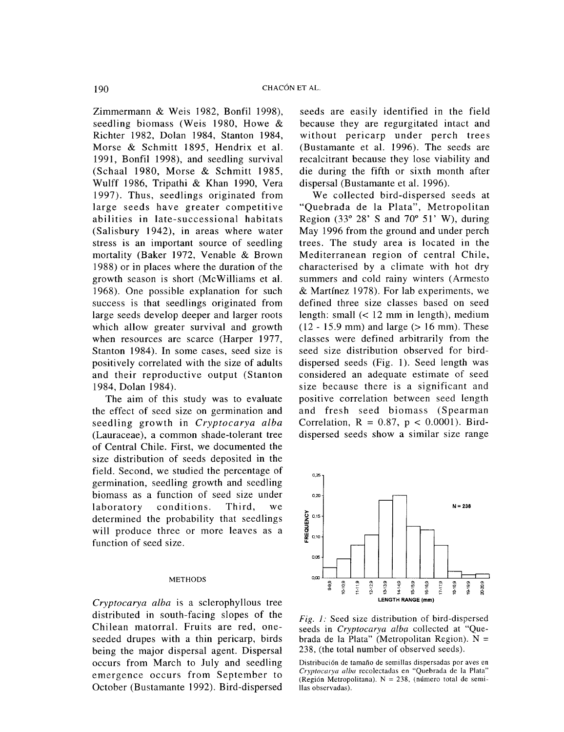Zimmermann & Weis 1982, Bonfil 1998), seedling biomass (Weis 1980, Howe & Richter 1982, Dolan 1984, Stanton 1984, Morse & Schmitt 1895, Hendrix et al. 1991, Bonfil 1998), and seedling survival (Schaal 1980, Morse & Schmitt 1985, Wulff 1986, Tripathi & Khan 1990, Vera 1997). Thus, seedlings originated from large seeds have greater competitive abilities in late-successional habitats (Salisbury 1942), in areas where water stress is an important source of seedling mortality (Baker 1972, Venable & Brown 1988) or in places where the duration of the growth season is short (McWilliams et al. 1968). One possible explanation for such success is that seedlings originated from large seeds develop deeper and larger roots which allow greater survival and growth when resources are scarce (Harper 1977, Stanton 1984). In some cases, seed size is positively correlated with the size of adults and their reproductive output (Stanton 1984, Dolan 1984).

The aim of this study was to evaluate the effect of seed size on germination and seedling growth in *Cryptocarya alba* (Lauraceae), a common shade-tolerant tree of Central Chile. First, we documented the size distribution of seeds deposited in the field. Second, we studied the percentage of germination, seedling growth and seedling biomass as a function of seed size under laboratory conditions. Third, we determined the probability that seedlings will produce three or more leaves as a function of seed size.

## METHODS

*Cryptocarya alba* is a sclerophyllous tree distributed in south-facing slopes of the Chilean matorral. Fruits are red, one-seeded drupes with a thin pericarp, birds being the major dispersal agent. Dispersal occurs from March to July and seedling emergence occurs from September to October (Bustamante 1992). Bird-dispersed seeds are easily identified in the field because they are regurgitated intact and without pericarp under perch trees (Bustamante et al. 1996). The seeds are recalcitrant because they lose viability and die during the fifth or sixth month after dispersal (Bustamante et al. 1996).

We collected bird-dispersed seeds at "Quebrada de la Plata", Metropolitan Region (33° 28' S and 70° 51' W), during May 1996 from the ground and under perch trees. The study area is located in the Mediterranean region of central Chile, characterised by a climate with hot dry summers and cold rainy winters (Armesto & Martínez 1978). For lab experiments, we defined three size classes based on seed length: small (< 12 mm in length), medium (12 - 15.9 mm) and large (> 16 mm). These classes were defined arbitrarily from the seed size distribution observed for bird-dispersed seeds (Fig. 1). Seed length was considered an adequate estimate of seed size because there is a significant and positive correlation between seed length and fresh seed biomass (Spearman Correlation, $R = 0.87$, $p < 0.0001$). Bird-dispersed seeds show a similar size range

*Fig. 1:* Seed size distribution of bird-dispersed seeds in *Cryptocarya alba* collected at "Quebrada de la Plata" (Metropolitan Region). N = 238, (the total number of observed seeds).

Distribución de tamaño de semillas dispersadas por aves en *Cryptocarya alba* recolectadas en "Quebrada de la Plata" (Región Metropolitana). N = 238, (número total de semillas observadas).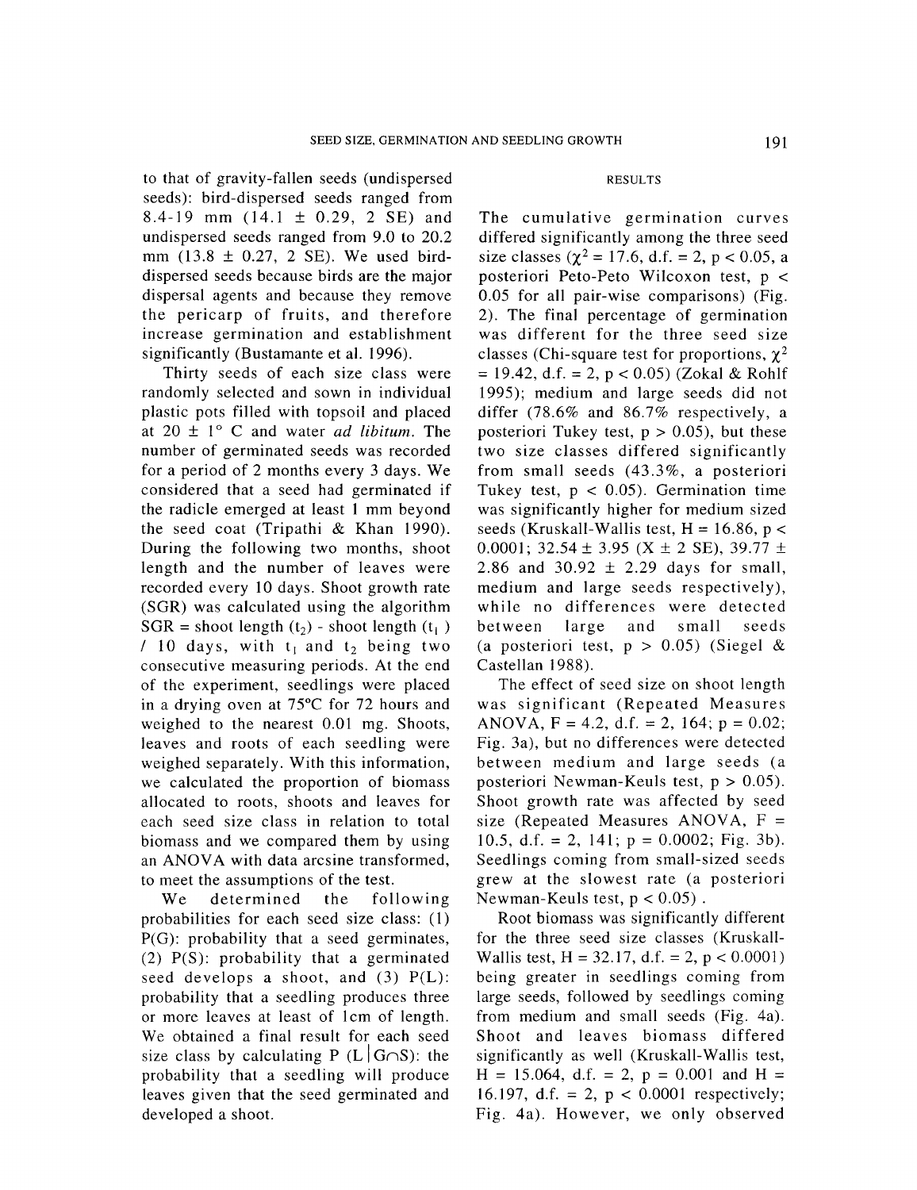to that of gravity-fallen seeds (undispersed seeds): bird-dispersed seeds ranged from 8.4-19 mm (14.1 ± 0.29, 2 SE) and undispersed seeds ranged from 9.0 to 20.2 mm (13.8 ± 0.27, 2 SE). We used bird-dispersed seeds because birds are the major dispersal agents and because they remove the pericarp of fruits, and therefore increase germination and establishment significantly (Bustamante et al. 1996).

Thirty seeds of each size class were randomly selected and sown in individual plastic pots filled with topsoil and placed at 20 ± 1° C and water *ad libitum*. The number of germinated seeds was recorded for a period of 2 months every 3 days. We considered that a seed had germinated if the radicle emerged at least 1 mm beyond the seed coat (Tripathi & Khan 1990). During the following two months, shoot length and the number of leaves were recorded every 10 days. Shoot growth rate (SGR) was calculated using the algorithm SGR = shoot length ($t_2$) - shoot length ($t_1$) / 10 days, with $t_1$ and $t_2$ being two consecutive measuring periods. At the end of the experiment, seedlings were placed in a drying oven at 75°C for 72 hours and weighed to the nearest 0.01 mg. Shoots, leaves and roots of each seedling were weighed separately. With this information, we calculated the proportion of biomass allocated to roots, shoots and leaves for each seed size class in relation to total biomass and we compared them by using an ANOVA with data arcsine transformed, to meet the assumptions of the test.

We determined the following probabilities for each seed size class: (1) P(G): probability that a seed germinates, (2) P(S): probability that a germinated seed develops a shoot, and (3) P(L): probability that a seedling produces three or more leaves at least of 1cm of length. We obtained a final result for each seed size class by calculating $P(L|G \cap S)$: the probability that a seedling will produce leaves given that the seed germinated and developed a shoot.

## RESULTS

The cumulative germination curves differed significantly among the three seed size classes ($\chi^2 = 17.6$, d.f. = 2, $p < 0.05$, a posteriori Peto-Peto Wilcoxon test, $p < 0.05$ for all pair-wise comparisons) (Fig. 2). The final percentage of germination was different for the three seed size classes (Chi-square test for proportions, $\chi^2 = 19.42$, d.f. = 2, $p < 0.05$) (Zokal & Rohlf 1995); medium and large seeds did not differ (78.6% and 86.7% respectively, a posteriori Tukey test, $p > 0.05$), but these two size classes differed significantly from small seeds (43.3%, a posteriori Tukey test, $p < 0.05$). Germination time was significantly higher for medium sized seeds (Kruskall-Wallis test, H = 16.86, $p < 0.0001$; 32.54 ± 3.95 (X ± 2 SE), 39.77 ± 2.86 and 30.92 ± 2.29 days for small, medium and large seeds respectively), while no differences were detected between large and small seeds (a posteriori test, $p > 0.05$) (Siegel & Castellan 1988).

The effect of seed size on shoot length was significant (Repeated Measures ANOVA, F = 4.2, d.f. = 2, 164; p = 0.02; Fig. 3a), but no differences were detected between medium and large seeds (a posteriori Newman-Keuls test, $p > 0.05$). Shoot growth rate was affected by seed size (Repeated Measures ANOVA, F = 10.5, d.f. = 2, 141; p = 0.0002; Fig. 3b). Seedlings coming from small-sized seeds grew at the slowest rate (a posteriori Newman-Keuls test, $p < 0.05$).

Root biomass was significantly different for the three seed size classes (Kruskall-Wallis test, H = 32.17, d.f. = 2, $p < 0.0001$) being greater in seedlings coming from large seeds, followed by seedlings coming from medium and small seeds (Fig. 4a). Shoot and leaves biomass differed significantly as well (Kruskall-Wallis test, H = 15.064, d.f. = 2, p = 0.001 and H = 16.197, d.f. = 2, $p < 0.0001$ respectively; Fig. 4a). However, we only observed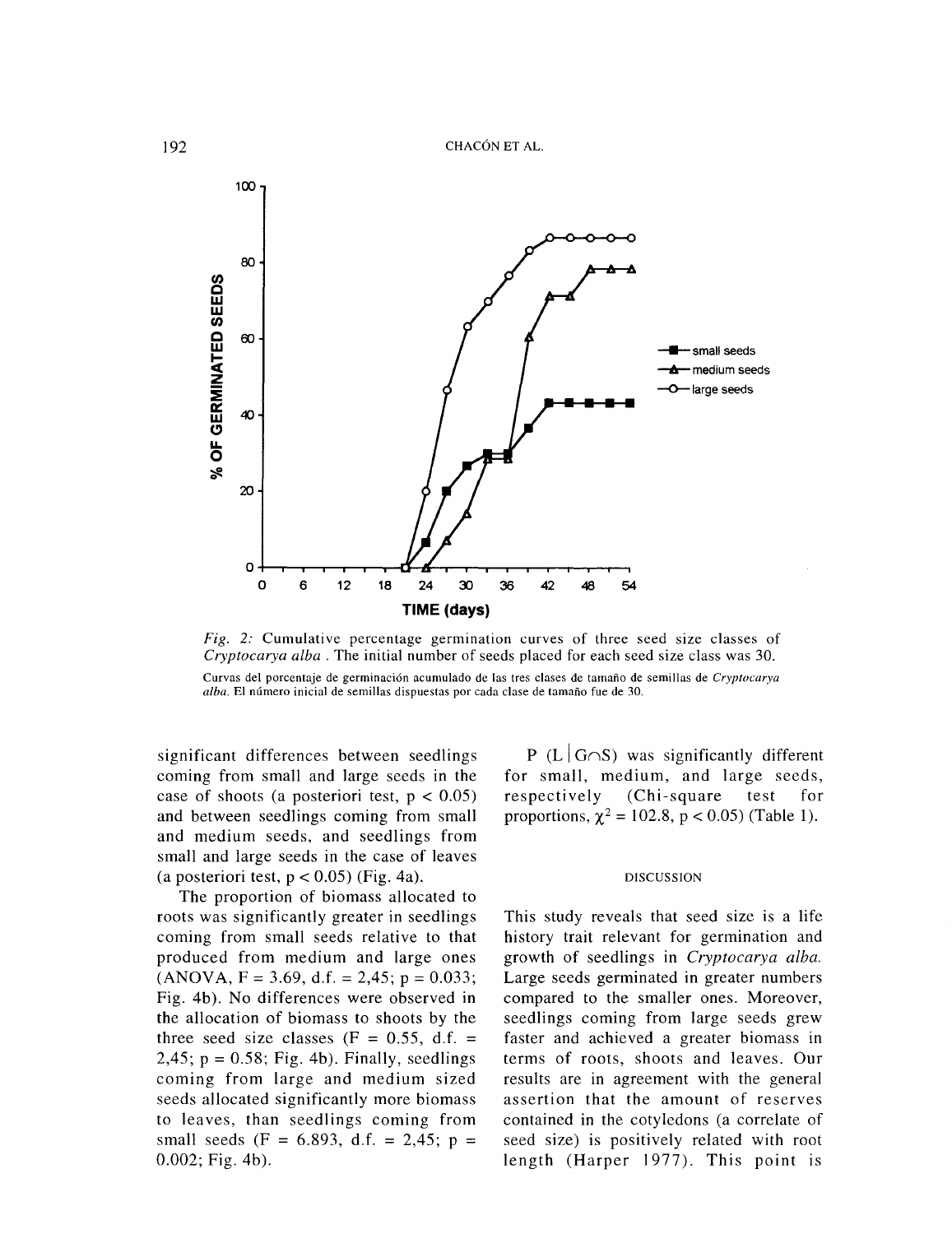*Fig. 2:* Cumulative percentage germination curves of three seed size classes of *Cryptocarya alba*. The initial number of seeds placed for each seed size class was 30.

Curvas del porcentaje de germinación acumulado de las tres clases de tamaño de semillas de *Cryptocarya alba*. El número inicial de semillas dispuestas por cada clase de tamaño fue de 30.

significant differences between seedlings coming from small and large seeds in the case of shoots (a posteriori test, $p < 0.05$) and between seedlings coming from small and medium seeds, and seedlings from small and large seeds in the case of leaves (a posteriori test, $p < 0.05$) (Fig. 4a).

The proportion of biomass allocated to roots was significantly greater in seedlings coming from small seeds relative to that produced from medium and large ones (ANOVA, $F = 3.69$, d.f. = 2,45; $p = 0.033$; Fig. 4b). No differences were observed in the allocation of biomass to shoots by the three seed size classes ($F = 0.55$, d.f. = 2,45; $p = 0.58$; Fig. 4b). Finally, seedlings coming from large and medium sized seeds allocated significantly more biomass to leaves, than seedlings coming from small seeds ($F = 6.893$, d.f. = 2,45; $p = 0.002$; Fig. 4b).

$P(L \mid G \cap S)$ was significantly different for small, medium, and large seeds, respectively (Chi-square test for proportions, $\chi^2 = 102.8$, $p < 0.05$) (Table 1).

## DISCUSSION

This study reveals that seed size is a life history trait relevant for germination and growth of seedlings in *Cryptocarya alba*. Large seeds germinated in greater numbers compared to the smaller ones. Moreover, seedlings coming from large seeds grew faster and achieved a greater biomass in terms of roots, shoots and leaves. Our results are in agreement with the general assertion that the amount of reserves contained in the cotyledons (a correlate of seed size) is positively related with root length (Harper 1977). This point is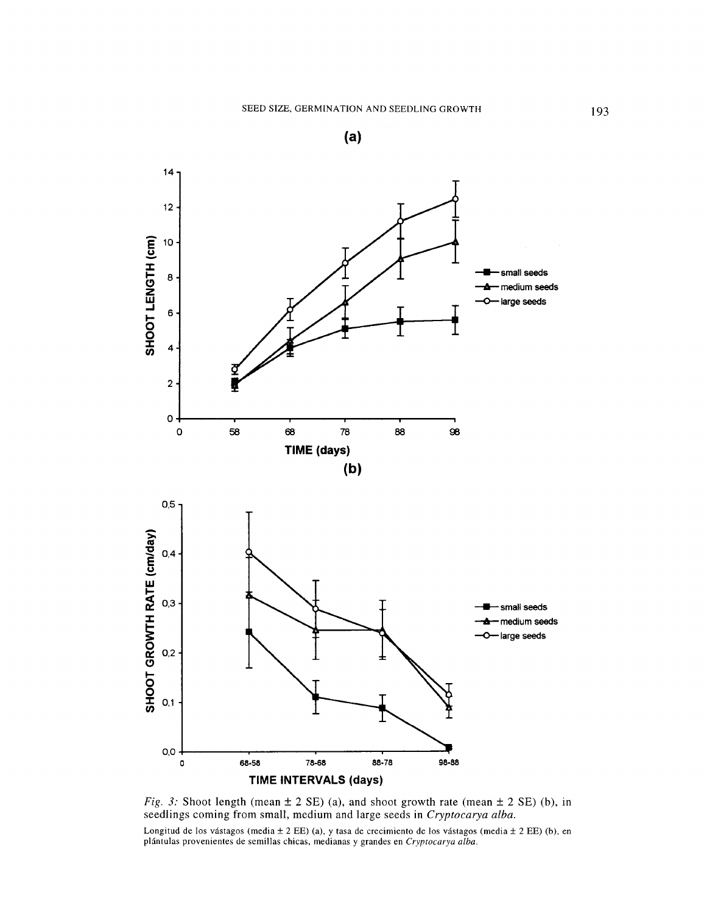*Fig. 3:* Shoot length (mean ± 2 SE) (a), and shoot growth rate (mean ± 2 SE) (b), in seedlings coming from small, medium and large seeds in *Cryptocarya alba*.

Longitud de los vástagos (media ± 2 EE) (a), y tasa de crecimiento de los vástagos (media ± 2 EE) (b), en plántulas provenientes de semillas chicas, medianas y grandes en *Cryptocarya alba*.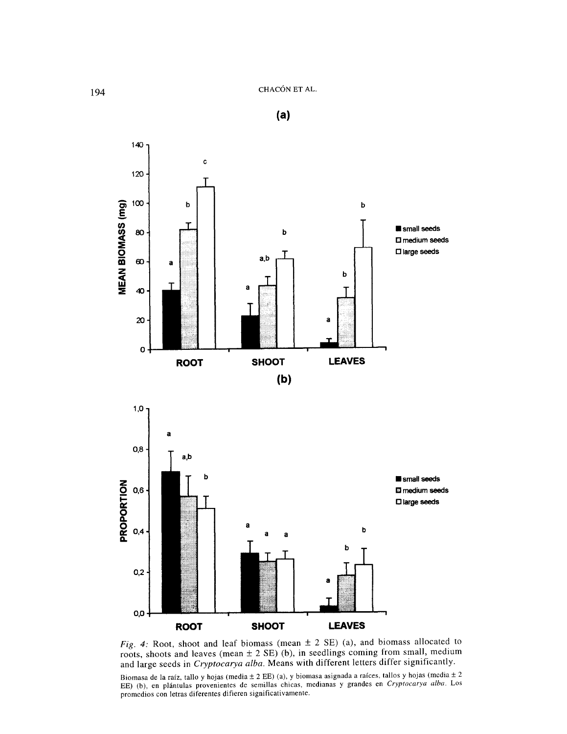*Fig. 4:* Root, shoot and leaf biomass (mean ± 2 SE) (a), and biomass allocated to roots, shoots and leaves (mean ± 2 SE) (b), in seedlings coming from small, medium and large seeds in *Cryptocarya alba*. Means with different letters differ significantly.

Biomasa de la raíz, tallo y hojas (media ± 2 EE) (a), y biomasa asignada a raíces, tallos y hojas (media ± 2 EE) (b), en plántulas provenientes de semillas chicas, medianas y grandes en *Cryptocarya alba*. Los promedios con letras diferentes difieren significativamente.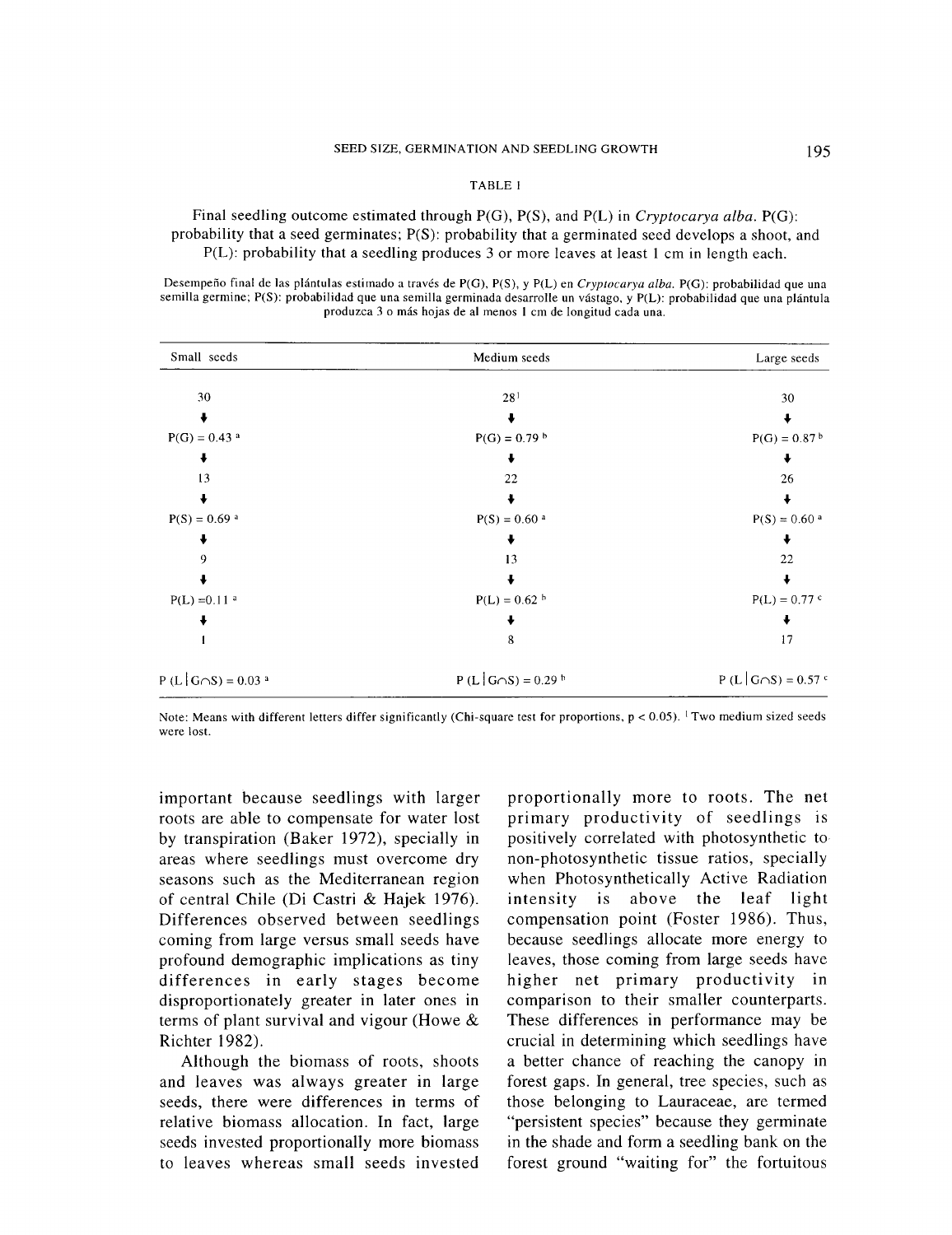TABLE I

Final seedling outcome estimated through P(G), P(S), and P(L) in *Cryptocarya alba*. P(G): probability that a seed germinates; P(S): probability that a germinated seed develops a shoot, and P(L): probability that a seedling produces 3 or more leaves at least 1 cm in length each.

Desempeño final de las plántulas estimado a través de P(G), P(S), y P(L) en *Cryptocarya alba*. P(G): probabilidad que una semilla germine; P(S): probabilidad que una semilla germinada desarrolle un vástago, y P(L): probabilidad que una plántula produzca 3 o más hojas de al menos 1 cm de longitud cada una.

| Small seeds | Medium seeds | Large seeds |
|---|---|---|
| 30 | 28[1] | 30 |
| ↓ | ↓ | ↓ |
| P(G) = 0.43 [a] | P(G) = 0.79 [b] | P(G) = 0.87 [b] |
| ↓ | ↓ | ↓ |
| 13 | 22 | 26 |
| ↓ | ↓ | ↓ |
| P(S) = 0.69 [a] | P(S) = 0.60 [a] | P(S) = 0.60 [a] |
| ↓ | ↓ | ↓ |
| 9 | 13 | 22 |
| ↓ | ↓ | ↓ |
| P(L) = 0.11 [a] | P(L) = 0.62 [b] | P(L) = 0.77 [c] |
| ↓ | ↓ | ↓ |
| 1 | 8 | 17 |
| $P(L \mid G \cap S) = 0.03$ [a] | $P(L \mid G \cap S) = 0.29$ [b] | $P(L \mid G \cap S) = 0.57$ [c] |

Note: Means with different letters differ significantly (Chi-square test for proportions, $p < 0.05$). [1] Two medium sized seeds were lost.

important because seedlings with larger roots are able to compensate for water lost by transpiration (Baker 1972), specially in areas where seedlings must overcome dry seasons such as the Mediterranean region of central Chile (Di Castri & Hajek 1976). Differences observed between seedlings coming from large versus small seeds have profound demographic implications as tiny differences in early stages become disproportionately greater in later ones in terms of plant survival and vigour (Howe & Richter 1982).

Although the biomass of roots, shoots and leaves was always greater in large seeds, there were differences in terms of relative biomass allocation. In fact, large seeds invested proportionally more biomass to leaves whereas small seeds invested proportionally more to roots. The net primary productivity of seedlings is positively correlated with photosynthetic to non-photosynthetic tissue ratios, specially when Photosynthetically Active Radiation intensity is above the leaf light compensation point (Foster 1986). Thus, because seedlings allocate more energy to leaves, those coming from large seeds have higher net primary productivity in comparison to their smaller counterparts. These differences in performance may be crucial in determining which seedlings have a better chance of reaching the canopy in forest gaps. In general, tree species, such as those belonging to Lauraceae, are termed "persistent species" because they germinate in the shade and form a seedling bank on the forest ground "waiting for" the fortuitous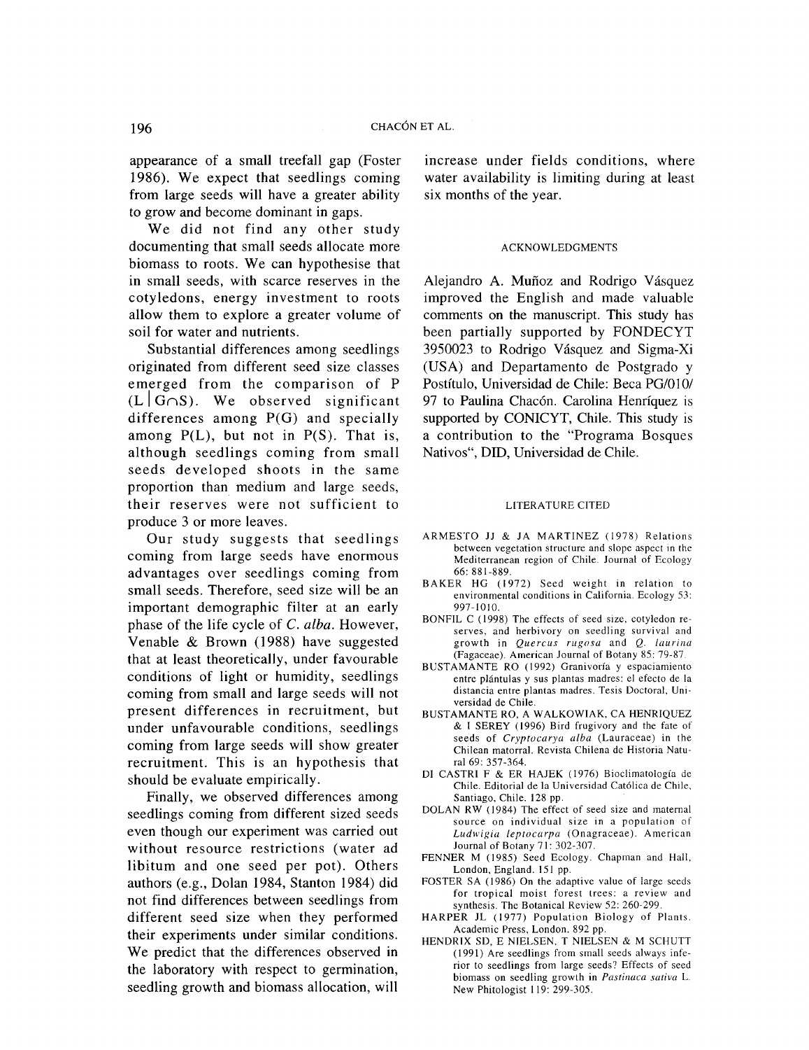appearance of a small treefall gap (Foster 1986). We expect that seedlings coming from large seeds will have a greater ability to grow and become dominant in gaps.

We did not find any other study documenting that small seeds allocate more biomass to roots. We can hypothesise that in small seeds, with scarce reserves in the cotyledons, energy investment to roots allow them to explore a greater volume of soil for water and nutrients.

Substantial differences among seedlings originated from different seed size classes emerged from the comparison of $P(L \mid G \cap S)$. We observed significant differences among $P(G)$ and specially among $P(L)$, but not in $P(S)$. That is, although seedlings coming from small seeds developed shoots in the same proportion than medium and large seeds, their reserves were not sufficient to produce 3 or more leaves.

Our study suggests that seedlings coming from large seeds have enormous advantages over seedlings coming from small seeds. Therefore, seed size will be an important demographic filter at an early phase of the life cycle of *C. alba*. However, Venable & Brown (1988) have suggested that at least theoretically, under favourable conditions of light or humidity, seedlings coming from small and large seeds will not present differences in recruitment, but under unfavourable conditions, seedlings coming from large seeds will show greater recruitment. This is an hypothesis that should be evaluate empirically.

Finally, we observed differences among seedlings coming from different sized seeds even though our experiment was carried out without resource restrictions (water ad libitum and one seed per pot). Others authors (e.g., Dolan 1984, Stanton 1984) did not find differences between seedlings from different seed size when they performed their experiments under similar conditions. We predict that the differences observed in the laboratory with respect to germination, seedling growth and biomass allocation, will increase under fields conditions, where water availability is limiting during at least six months of the year.

## ACKNOWLEDGMENTS

Alejandro A. Muñoz and Rodrigo Vásquez improved the English and made valuable comments on the manuscript. This study has been partially supported by FONDECYT 3950023 to Rodrigo Vásquez and Sigma-Xi (USA) and Departamento de Postgrado y Postítulo, Universidad de Chile: Beca PG/010/97 to Paulina Chacón. Carolina Henríquez is supported by CONICYT, Chile. This study is a contribution to the "Programa Bosques Nativos", DID, Universidad de Chile.

## LITERATURE CITED

ARMESTO JJ & JA MARTINEZ (1978) Relations between vegetation structure and slope aspect in the Mediterranean region of Chile. Journal of Ecology 66: 881-889.

BAKER HG (1972) Seed weight in relation to environmental conditions in California. Ecology 53: 997-1010.

BONFIL C (1998) The effects of seed size, cotyledon reserves, and herbivory on seedling survival and growth in *Quercus rugosa* and *Q. laurina* (Fagaceae). American Journal of Botany 85: 79-87.

BUSTAMANTE RO (1992) Granivoría y espaciamiento entre plántulas y sus plantas madres: el efecto de la distancia entre plantas madres. Tesis Doctoral, Universidad de Chile.

BUSTAMANTE RO, A WALKOWIAK, CA HENRIQUEZ & I SEREY (1996) Bird frugivory and the fate of seeds of *Cryptocarya alba* (Lauraceae) in the Chilean matorral. Revista Chilena de Historia Natural 69: 357-364.

DI CASTRI F & ER HAJEK (1976) Bioclimatología de Chile. Editorial de la Universidad Católica de Chile, Santiago, Chile. 128 pp.

DOLAN RW (1984) The effect of seed size and maternal source on individual size in a population of *Ludwigia leptocarpa* (Onagraceae). American Journal of Botany 71: 302-307.

FENNER M (1985) Seed Ecology. Chapman and Hall, London, England. 151 pp.

FOSTER SA (1986) On the adaptive value of large seeds for tropical moist forest trees: a review and synthesis. The Botanical Review 52: 260-299.

HARPER JL (1977) Population Biology of Plants. Academic Press, London. 892 pp.

HENDRIX SD, E NIELSEN, T NIELSEN & M SCHUTT (1991) Are seedlings from small seeds always inferior to seedlings from large seeds? Effects of seed biomass on seedling growth in *Pastinaca sativa* L. New Phitologist 119: 299-305.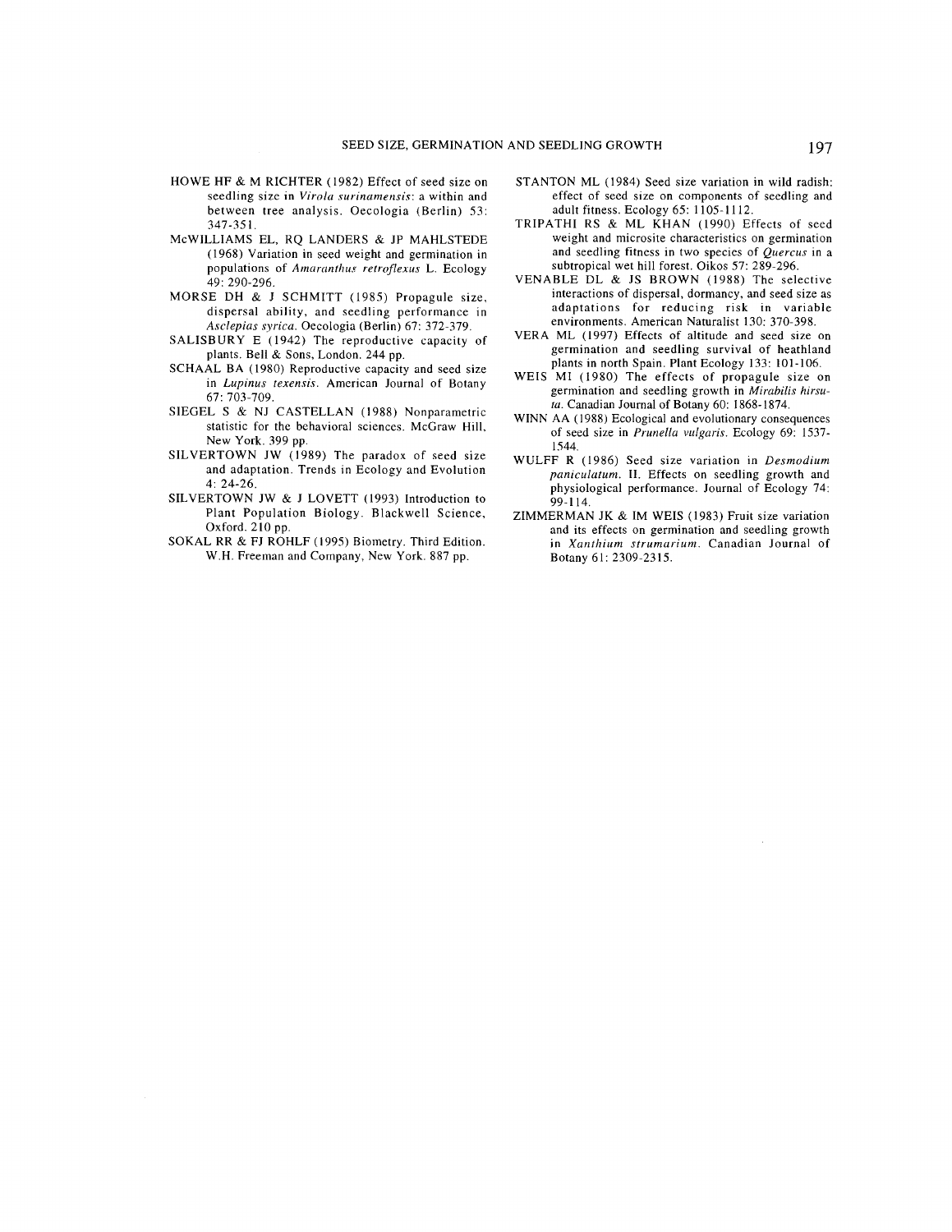HOWE HF & M RICHTER (1982) Effect of seed size on seedling size in *Virola surinamensis*: a within and between tree analysis. Oecologia (Berlin) 53: 347-351.

McWILLIAMS EL, RQ LANDERS & JP MAHLSTEDE (1968) Variation in seed weight and germination in populations of *Amaranthus retroflexus* L. Ecology 49: 290-296.

MORSE DH & J SCHMITT (1985) Propagule size, dispersal ability, and seedling performance in *Asclepias syrica*. Oecologia (Berlin) 67: 372-379.

SALISBURY E (1942) The reproductive capacity of plants. Bell & Sons, London. 244 pp.

SCHAAL BA (1980) Reproductive capacity and seed size in *Lupinus texensis*. American Journal of Botany 67: 703-709.

SIEGEL S & NJ CASTELLAN (1988) Nonparametric statistic for the behavioral sciences. McGraw Hill, New York. 399 pp.

SILVERTOWN JW (1989) The paradox of seed size and adaptation. Trends in Ecology and Evolution 4: 24-26.

SILVERTOWN JW & J LOVETT (1993) Introduction to Plant Population Biology. Blackwell Science, Oxford. 210 pp.

SOKAL RR & FJ ROHLF (1995) Biometry. Third Edition. W.H. Freeman and Company, New York. 887 pp.

STANTON ML (1984) Seed size variation in wild radish: effect of seed size on components of seedling and adult fitness. Ecology 65: 1105-1112.

TRIPATHI RS & ML KHAN (1990) Effects of seed weight and microsite characteristics on germination and seedling fitness in two species of *Quercus* in a subtropical wet hill forest. Oikos 57: 289-296.

VENABLE DL & JS BROWN (1988) The selective interactions of dispersal, dormancy, and seed size as adaptations for reducing risk in variable environments. American Naturalist 130: 370-398.

VERA ML (1997) Effects of altitude and seed size on germination and seedling survival of heathland plants in north Spain. Plant Ecology 133: 101-106.

WEIS MI (1980) The effects of propagule size on germination and seedling growth in *Mirabilis hirsuta*. Canadian Journal of Botany 60: 1868-1874.

WINN AA (1988) Ecological and evolutionary consequences of seed size in *Prunella vulgaris*. Ecology 69: 1537-1544.

WULFF R (1986) Seed size variation in *Desmodium paniculatum*. II. Effects on seedling growth and physiological performance. Journal of Ecology 74: 99-114.

ZIMMERMAN JK & IM WEIS (1983) Fruit size variation and its effects on germination and seedling growth in *Xanthium strumarium*. Canadian Journal of Botany 61: 2309-2315.